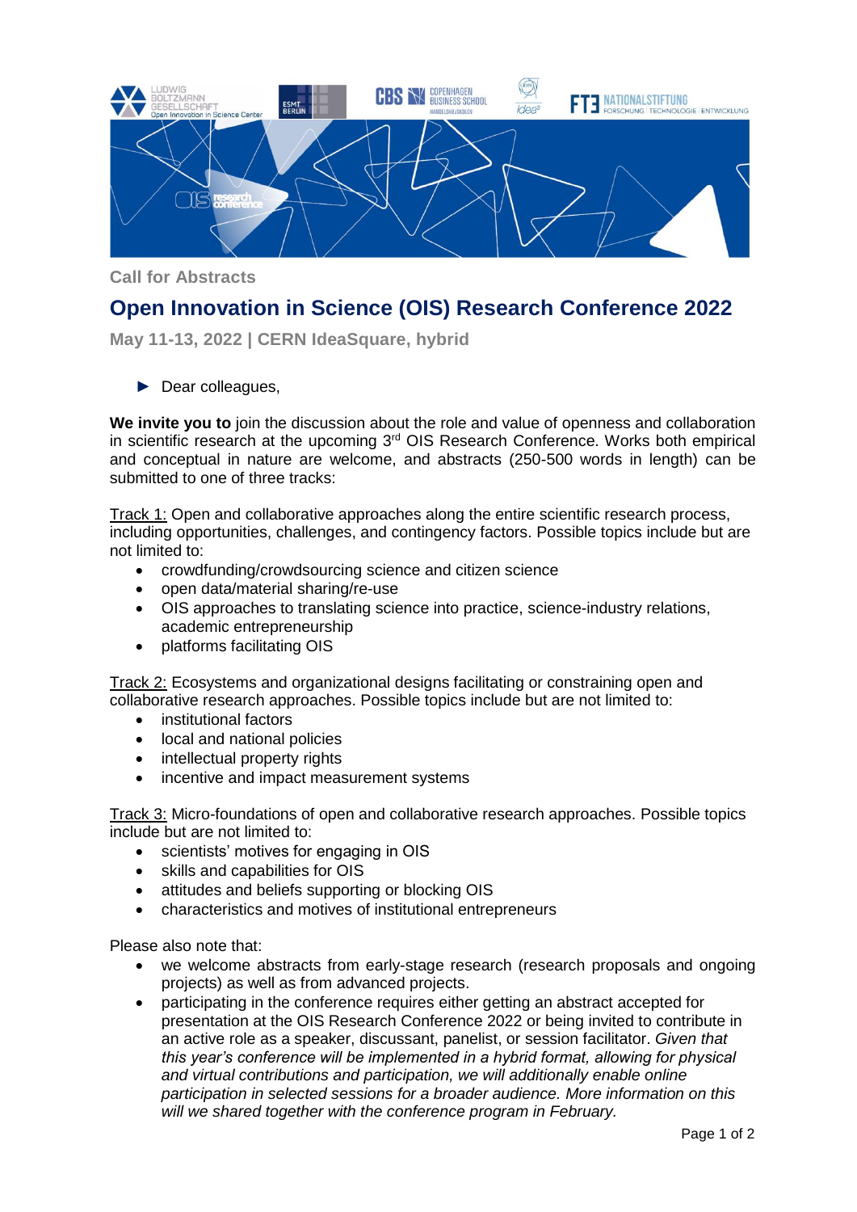Call for Abstracts

# Open Innovation in Science (OIS) Research Conference 2022

**May 11-13, 2022 | CERN IdeaSquare, hybrid**

► Dear colleagues,

**We invite you to** join the discussion about the role and value of openness and collaboration in scientific research at the upcoming 3rd OIS Research Conference. Works both empirical and conceptual in nature are welcome, and abstracts (250-500 words in length) can be submitted to one of three tracks:

Track 1: Open and collaborative approaches along the entire scientific research process, including opportunities, challenges, and contingency factors. Possible topics include but are not limited to:

- crowdfunding/crowdsourcing science and citizen science
- open data/material sharing/re-use
- OIS approaches to translating science into practice, science-industry relations, academic entrepreneurship
- platforms facilitating OIS

Track 2: Ecosystems and organizational designs facilitating or constraining open and collaborative research approaches. Possible topics include but are not limited to:

- institutional factors
- local and national policies
- intellectual property rights
- incentive and impact measurement systems

Track 3: Micro-foundations of open and collaborative research approaches. Possible topics include but are not limited to:

- scientists' motives for engaging in OIS
- skills and capabilities for OIS
- attitudes and beliefs supporting or blocking OIS
- characteristics and motives of institutional entrepreneurs

Please also note that:

- we welcome abstracts from early-stage research (research proposals and ongoing projects) as well as from advanced projects.
- participating in the conference requires either getting an abstract accepted for presentation at the OIS Research Conference 2022 or being invited to contribute in an active role as a speaker, discussant, panelist, or session facilitator. *Given that this year's conference will be implemented in a hybrid format, allowing for physical and virtual contributions and participation, we will additionally enable online participation in selected sessions for a broader audience. More information on this will we shared together with the conference program in February.*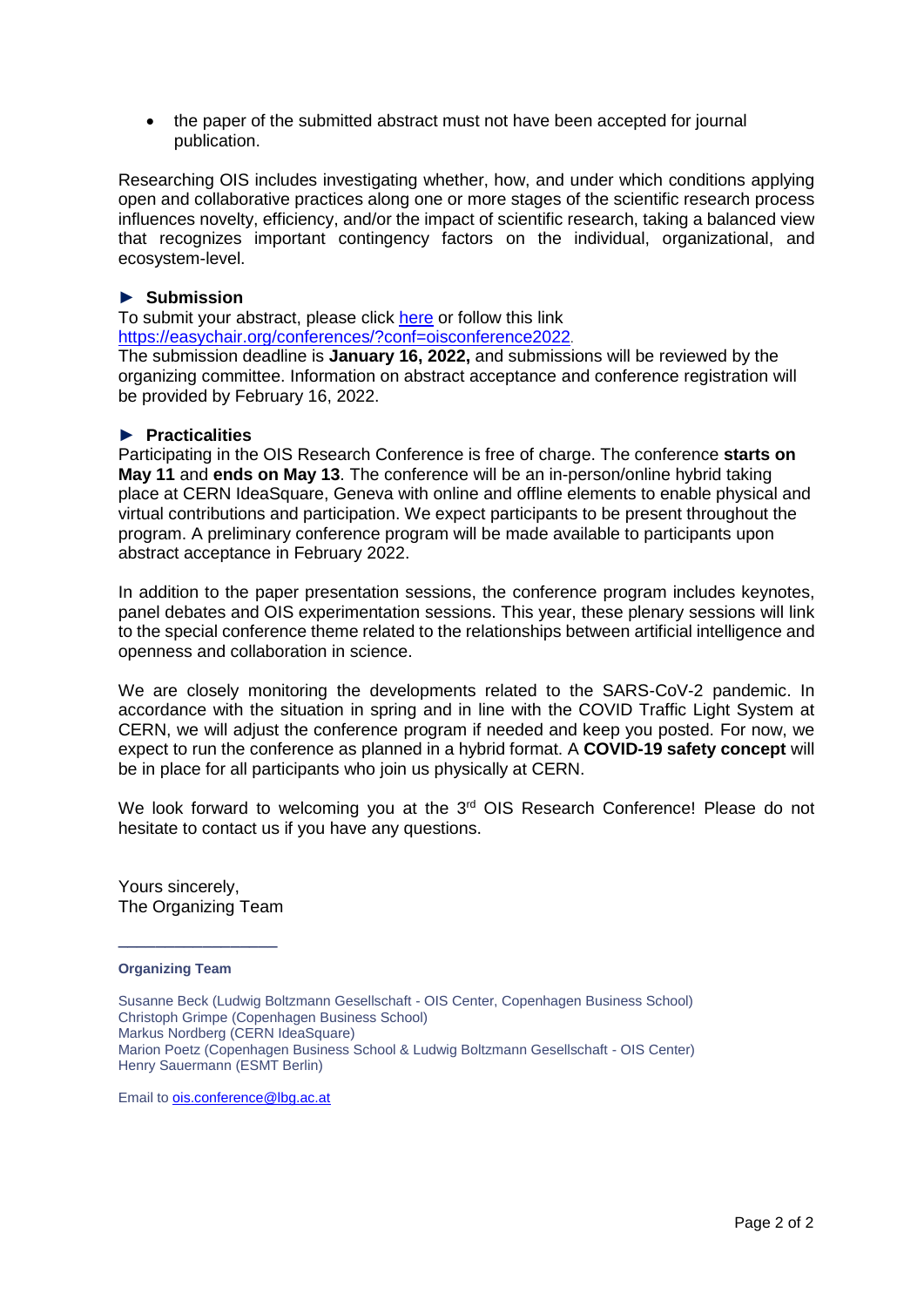- the paper of the submitted abstract must not have been accepted for journal publication.

Researching OIS includes investigating whether, how, and under which conditions applying open and collaborative practices along one or more stages of the scientific research process influences novelty, efficiency, and/or the impact of scientific research, taking a balanced view that recognizes important contingency factors on the individual, organizational, and ecosystem-level.

### ► Submission

To submit your abstract, please click [here](https://easychair.org/conferences/?conf=oisconference2022) or follow this link [https://easychair.org/conferences/?conf=oisconference2022](https://easychair.org/conferences/?conf=oisconference2022).
The submission deadline is **January 16, 2022,** and submissions will be reviewed by the organizing committee. Information on abstract acceptance and conference registration will be provided by February 16, 2022.

### ► Practicalities

Participating in the OIS Research Conference is free of charge. The conference **starts on May 11** and **ends on May 13**. The conference will be an in-person/online hybrid taking place at CERN IdeaSquare, Geneva with online and offline elements to enable physical and virtual contributions and participation. We expect participants to be present throughout the program. A preliminary conference program will be made available to participants upon abstract acceptance in February 2022.

In addition to the paper presentation sessions, the conference program includes keynotes, panel debates and OIS experimentation sessions. This year, these plenary sessions will link to the special conference theme related to the relationships between artificial intelligence and openness and collaboration in science.

We are closely monitoring the developments related to the SARS-CoV-2 pandemic. In accordance with the situation in spring and in line with the COVID Traffic Light System at CERN, we will adjust the conference program if needed and keep you posted. For now, we expect to run the conference as planned in a hybrid format. A **COVID-19 safety concept** will be in place for all participants who join us physically at CERN.

We look forward to welcoming you at the 3rd OIS Research Conference! Please do not hesitate to contact us if you have any questions.

Yours sincerely,
The Organizing Team

---

**Organizing Team**

Susanne Beck (Ludwig Boltzmann Gesellschaft - OIS Center, Copenhagen Business School)
Christoph Grimpe (Copenhagen Business School)
Markus Nordberg (CERN IdeaSquare)
Marion Poetz (Copenhagen Business School & Ludwig Boltzmann Gesellschaft - OIS Center)
Henry Sauermann (ESMT Berlin)

Email to [ois.conference@lbg.ac.at](mailto:ois.conference@lbg.ac.at)